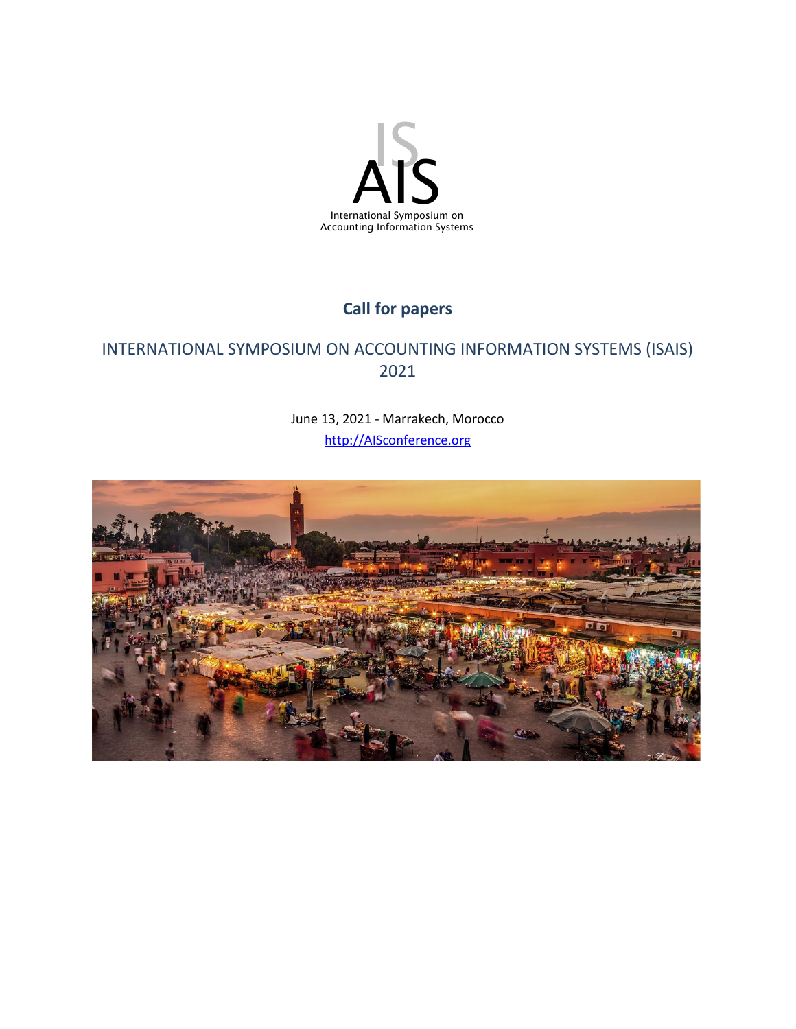IS
AIS
International Symposium on
Accounting Information Systems

## Call for papers

# INTERNATIONAL SYMPOSIUM ON ACCOUNTING INFORMATION SYSTEMS (ISAIS) 2021

June 13, 2021 - Marrakech, Morocco

http://AISconference.org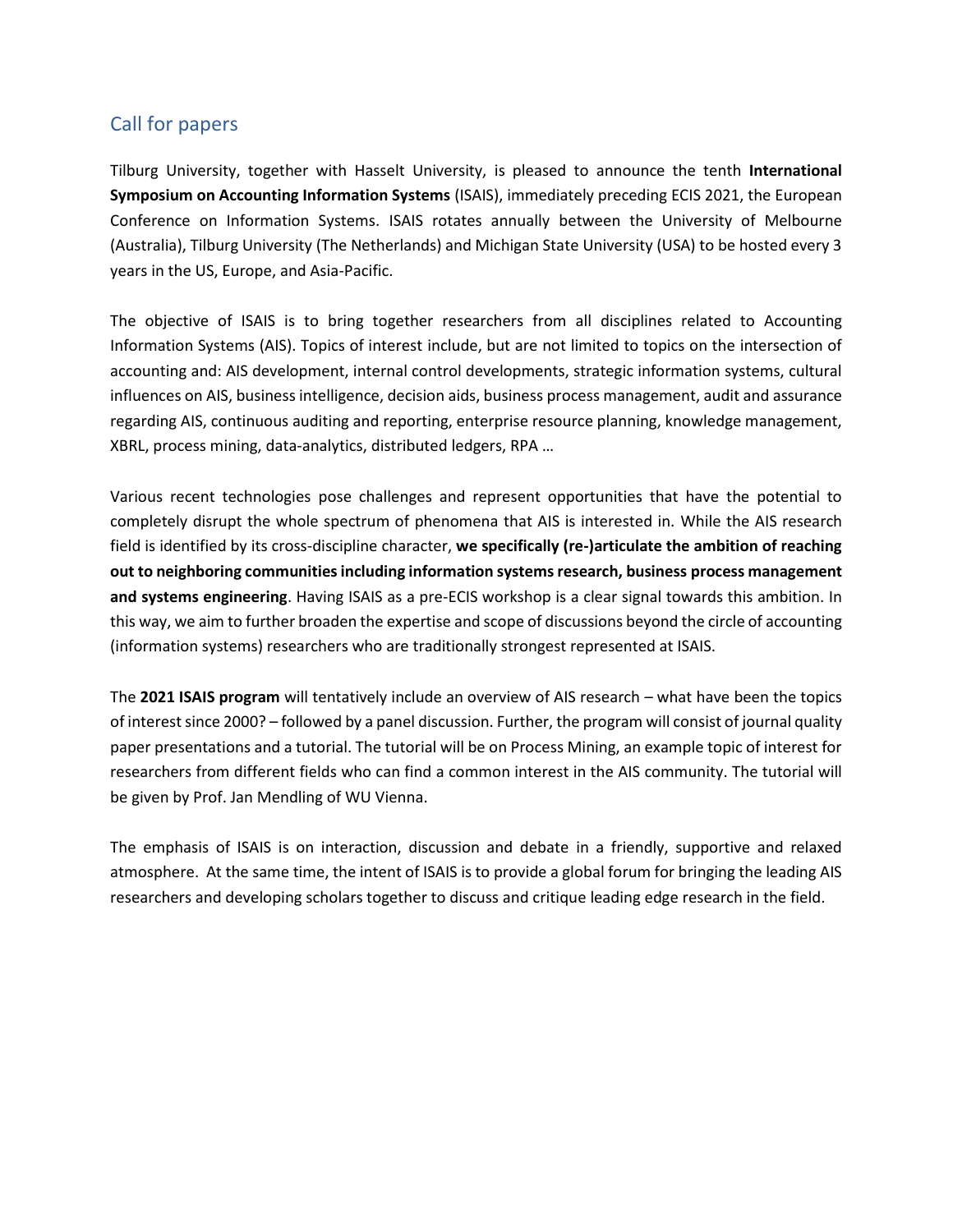## Call for papers

Tilburg University, together with Hasselt University, is pleased to announce the tenth **International Symposium on Accounting Information Systems** (ISAIS), immediately preceding ECIS 2021, the European Conference on Information Systems. ISAIS rotates annually between the University of Melbourne (Australia), Tilburg University (The Netherlands) and Michigan State University (USA) to be hosted every 3 years in the US, Europe, and Asia-Pacific.

The objective of ISAIS is to bring together researchers from all disciplines related to Accounting Information Systems (AIS). Topics of interest include, but are not limited to topics on the intersection of accounting and: AIS development, internal control developments, strategic information systems, cultural influences on AIS, business intelligence, decision aids, business process management, audit and assurance regarding AIS, continuous auditing and reporting, enterprise resource planning, knowledge management, XBRL, process mining, data-analytics, distributed ledgers, RPA …

Various recent technologies pose challenges and represent opportunities that have the potential to completely disrupt the whole spectrum of phenomena that AIS is interested in. While the AIS research field is identified by its cross-discipline character, **we specifically (re-)articulate the ambition of reaching out to neighboring communities including information systems research, business process management and systems engineering**. Having ISAIS as a pre-ECIS workshop is a clear signal towards this ambition. In this way, we aim to further broaden the expertise and scope of discussions beyond the circle of accounting (information systems) researchers who are traditionally strongest represented at ISAIS.

The **2021 ISAIS program** will tentatively include an overview of AIS research – what have been the topics of interest since 2000? – followed by a panel discussion. Further, the program will consist of journal quality paper presentations and a tutorial. The tutorial will be on Process Mining, an example topic of interest for researchers from different fields who can find a common interest in the AIS community. The tutorial will be given by Prof. Jan Mendling of WU Vienna.

The emphasis of ISAIS is on interaction, discussion and debate in a friendly, supportive and relaxed atmosphere. At the same time, the intent of ISAIS is to provide a global forum for bringing the leading AIS researchers and developing scholars together to discuss and critique leading edge research in the field.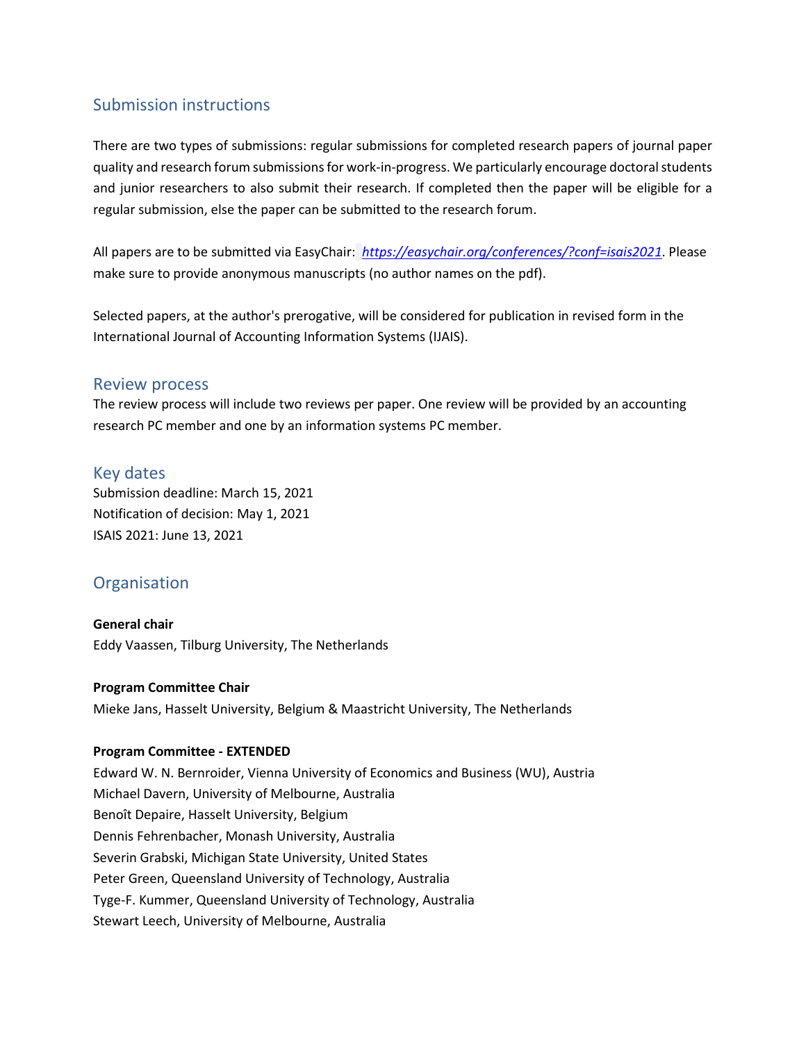## Submission instructions

There are two types of submissions: regular submissions for completed research papers of journal paper quality and research forum submissions for work-in-progress. We particularly encourage doctoral students and junior researchers to also submit their research. If completed then the paper will be eligible for a regular submission, else the paper can be submitted to the research forum.

All papers are to be submitted via EasyChair: *https://easychair.org/conferences/?conf=isais2021*. Please make sure to provide anonymous manuscripts (no author names on the pdf).

Selected papers, at the author's prerogative, will be considered for publication in revised form in the International Journal of Accounting Information Systems (IJAIS).

## Review process

The review process will include two reviews per paper. One review will be provided by an accounting research PC member and one by an information systems PC member.

## Key dates

Submission deadline: March 15, 2021
Notification of decision: May 1, 2021
ISAIS 2021: June 13, 2021

## Organisation

**General chair**
Eddy Vaassen, Tilburg University, The Netherlands

**Program Committee Chair**
Mieke Jans, Hasselt University, Belgium & Maastricht University, The Netherlands

**Program Committee - EXTENDED**
Edward W. N. Bernroider, Vienna University of Economics and Business (WU), Austria
Michael Davern, University of Melbourne, Australia
Benoît Depaire, Hasselt University, Belgium
Dennis Fehrenbacher, Monash University, Australia
Severin Grabski, Michigan State University, United States
Peter Green, Queensland University of Technology, Australia
Tyge-F. Kummer, Queensland University of Technology, Australia
Stewart Leech, University of Melbourne, Australia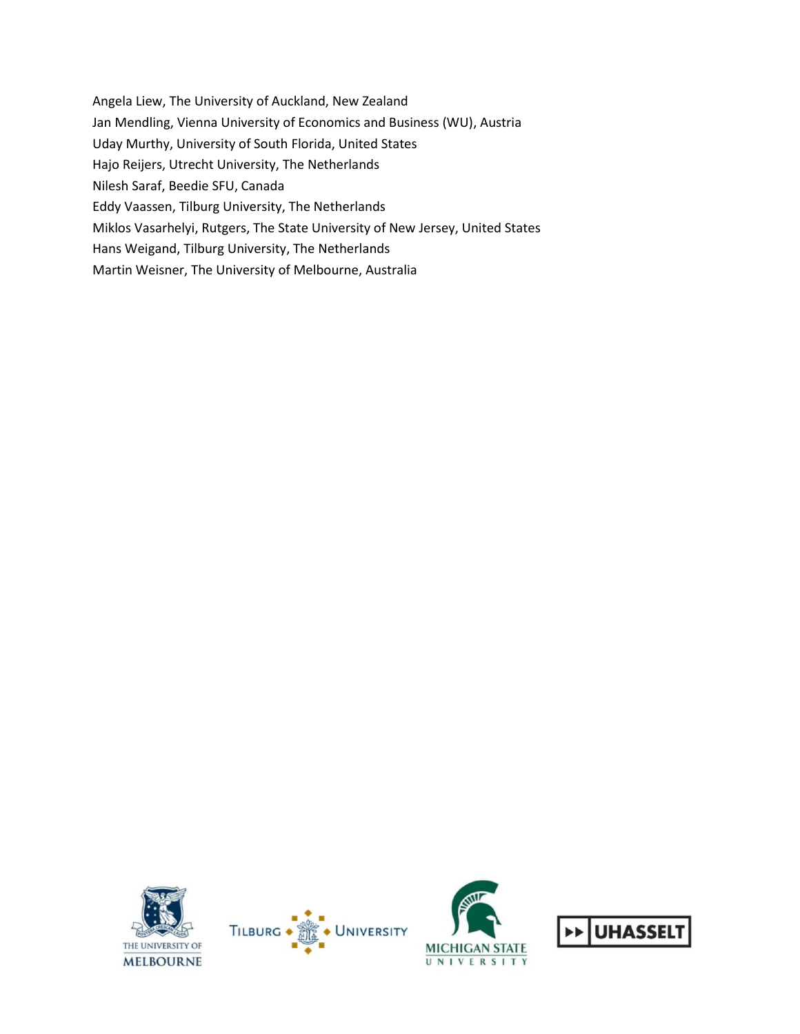Angela Liew, The University of Auckland, New Zealand
Jan Mendling, Vienna University of Economics and Business (WU), Austria
Uday Murthy, University of South Florida, United States
Hajo Reijers, Utrecht University, The Netherlands
Nilesh Saraf, Beedie SFU, Canada
Eddy Vaassen, Tilburg University, The Netherlands
Miklos Vasarhelyi, Rutgers, The State University of New Jersey, United States
Hans Weigand, Tilburg University, The Netherlands
Martin Weisner, The University of Melbourne, Australia